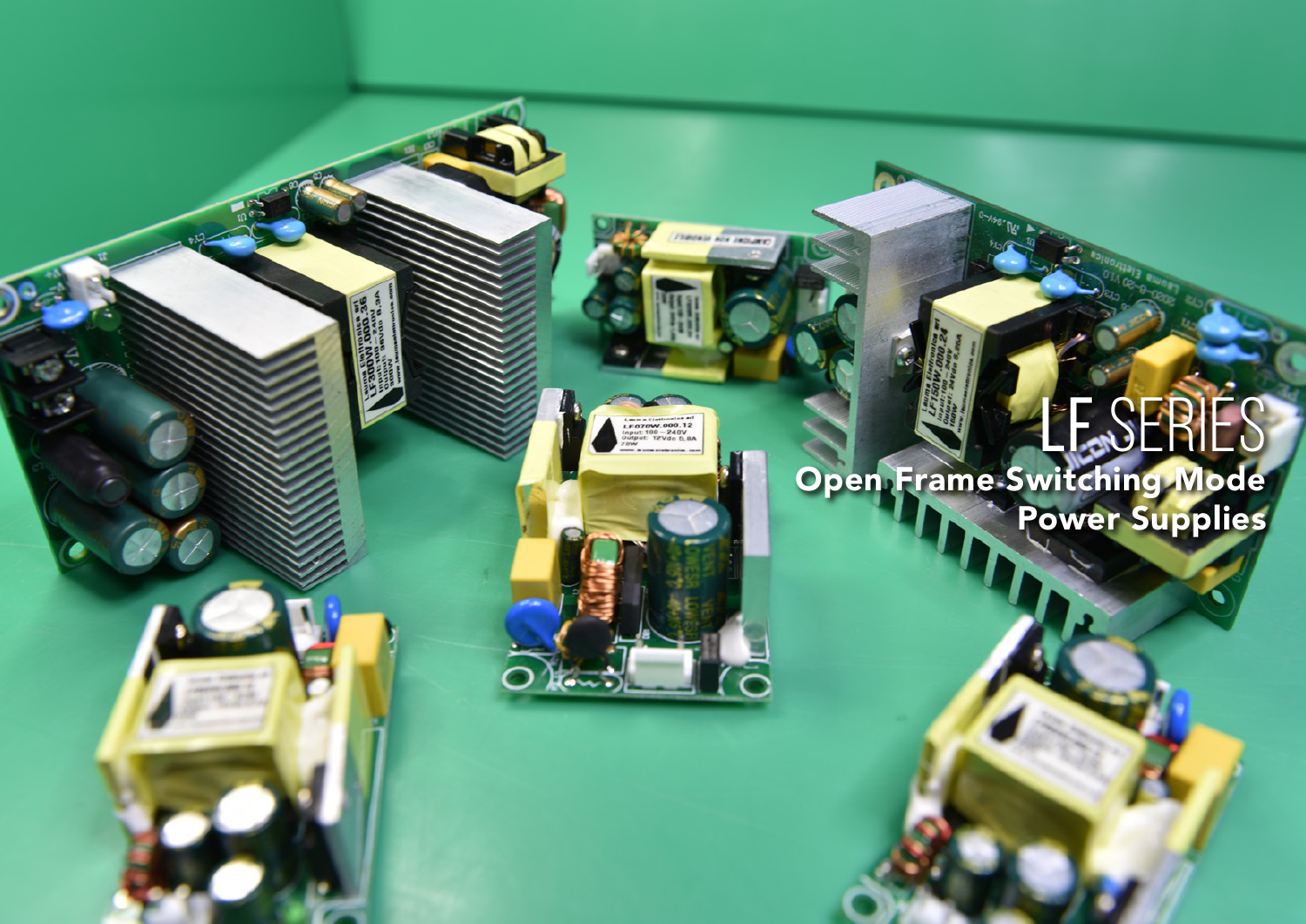# LF SERIES

**Open Frame Switching Mode Power Supplies**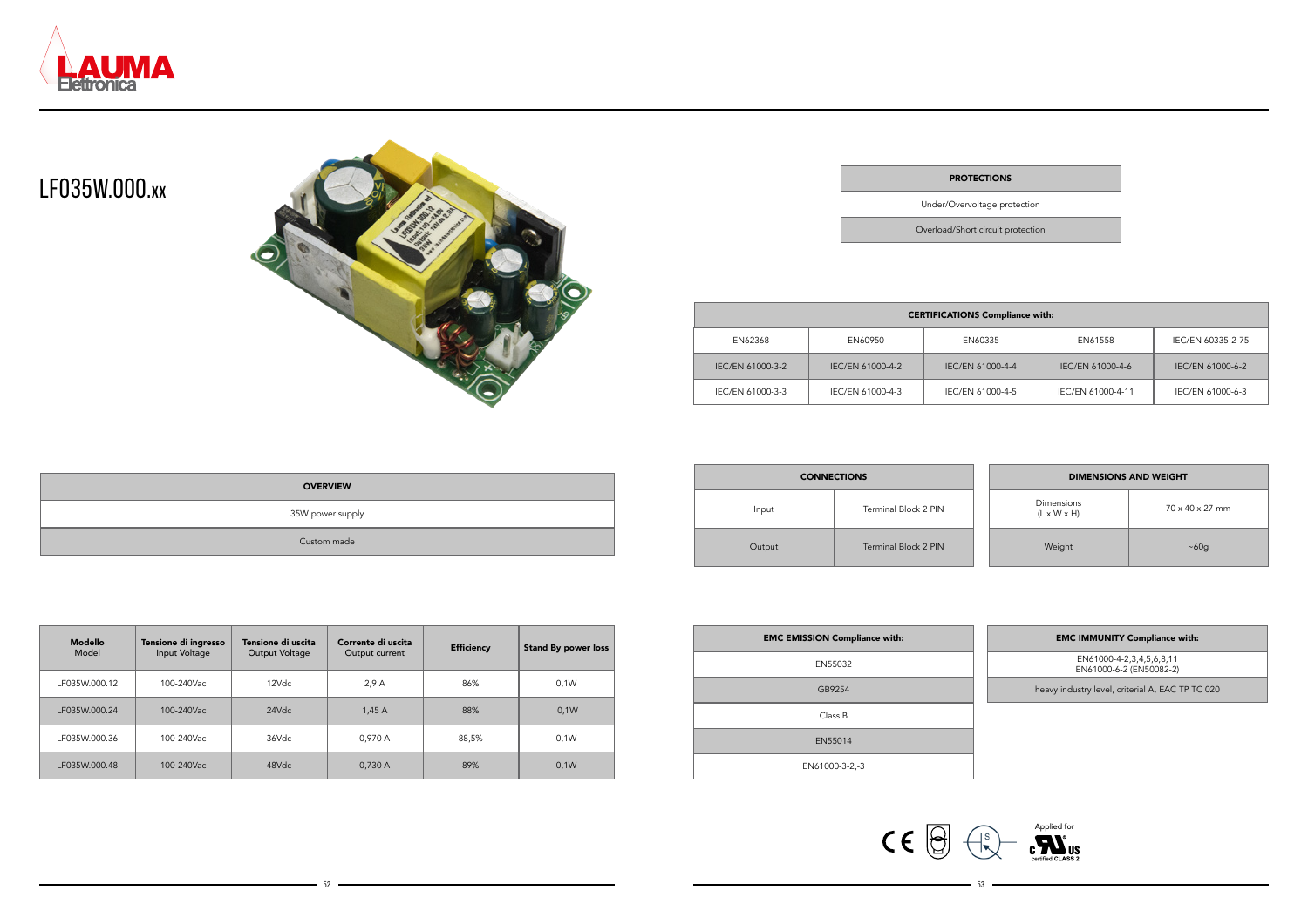# LF035W.000.xx

| PROTECTIONS |
| --- |
| Under/Overvoltage protection |
| Overload/Short circuit protection |

| CERTIFICATIONS Compliance with: | | | | |
| --- | --- | --- | --- | --- |
| EN62368 | EN60950 | EN60335 | EN61558 | IEC/EN 60335-2-75 |
| IEC/EN 61000-3-2 | IEC/EN 61000-4-2 | IEC/EN 61000-4-4 | IEC/EN 61000-4-6 | IEC/EN 61000-6-2 |
| IEC/EN 61000-3-3 | IEC/EN 61000-4-3 | IEC/EN 61000-4-5 | IEC/EN 61000-4-11 | IEC/EN 61000-6-3 |

| OVERVIEW |
| --- |
| 35W power supply |
| Custom made |

| CONNECTIONS | |
| --- | --- |
| Input | Terminal Block 2 PIN |
| Output | Terminal Block 2 PIN |

| DIMENSIONS AND WEIGHT | |
| --- | --- |
| Dimensions (L x W x H) | 70 x 40 x 27 mm |
| Weight | ~60g |

| Modello Model | Tensione di ingresso Input Voltage | Tensione di uscita Output Voltage | Corrente di uscita Output current | Efficiency | Stand By power loss |
| --- | --- | --- | --- | --- | --- |
| LF035W.000.12 | 100-240Vac | 12Vdc | 2,9 A | 86% | 0,1W |
| LF035W.000.24 | 100-240Vac | 24Vdc | 1,45 A | 88% | 0,1W |
| LF035W.000.36 | 100-240Vac | 36Vdc | 0,970 A | 88,5% | 0,1W |
| LF035W.000.48 | 100-240Vac | 48Vdc | 0,730 A | 89% | 0,1W |

| EMC EMISSION Compliance with: |
| --- |
| EN55032 |
| GB9254 |
| Class B |
| EN55014 |
| EN61000-3-2,-3 |

| EMC IMMUNITY Compliance with: |
| --- |
| EN61000-4-2,3,4,5,6,8,11 EN61000-6-2 (EN50082-2) |
| heavy industry level, criterial A, EAC TP TC 020 |

Applied for c RU us certified CLASS 2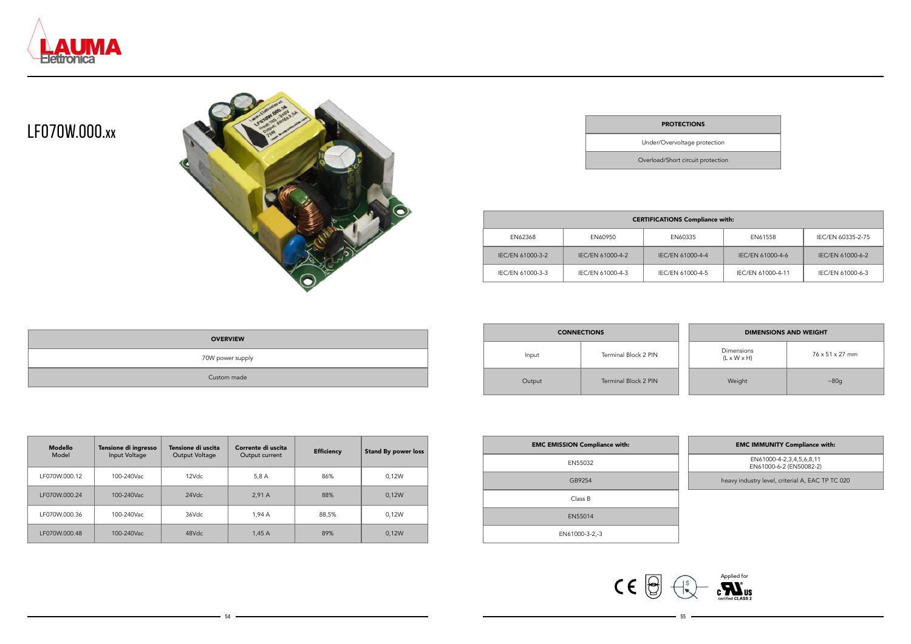# LF070W.000.xx

| OVERVIEW |
|---|
| 70W power supply |
| Custom made |

| Modello Model | Tensione di ingresso Input Voltage | Tensione di uscita Output Voltage | Corrente di uscita Output current | Efficiency | Stand By power loss |
|---|---|---|---|---|---|
| LF070W.000.12 | 100-240Vac | 12Vdc | 5,8 A | 86% | 0,12W |
| LF070W.000.24 | 100-240Vac | 24Vdc | 2,91 A | 88% | 0,12W |
| LF070W.000.36 | 100-240Vac | 36Vdc | 1,94 A | 88,5% | 0,12W |
| LF070W.000.48 | 100-240Vac | 48Vdc | 1,45 A | 89% | 0,12W |

| PROTECTIONS |
|---|
| Under/Overvoltage protection |
| Overload/Short circuit protection |

| CERTIFICATIONS Compliance with: | | | | |
|---|---|---|---|---|
| EN62368 | EN60950 | EN60335 | EN61558 | IEC/EN 60335-2-75 |
| IEC/EN 61000-3-2 | IEC/EN 61000-4-2 | IEC/EN 61000-4-4 | IEC/EN 61000-4-6 | IEC/EN 61000-6-2 |
| IEC/EN 61000-3-3 | IEC/EN 61000-4-3 | IEC/EN 61000-4-5 | IEC/EN 61000-4-11 | IEC/EN 61000-6-3 |

| CONNECTIONS | |
|---|---|
| Input | Terminal Block 2 PIN |
| Output | Terminal Block 2 PIN |

| DIMENSIONS AND WEIGHT | |
|---|---|
| Dimensions (L x W x H) | 76 x 51 x 27 mm |
| Weight | ~80g |

| EMC EMISSION Compliance with: |
|---|
| EN55032 |
| GB9254 |
| Class B |
| EN55014 |
| EN61000-3-2,-3 |

| EMC IMMUNITY Compliance with: |
|---|
| EN61000-4-2,3,4,5,6,8,11 EN61000-6-2 (EN50082-2) |
| heavy industry level, criterial A, EAC TP TC 020 |

Applied for c UL us certified CLASS 2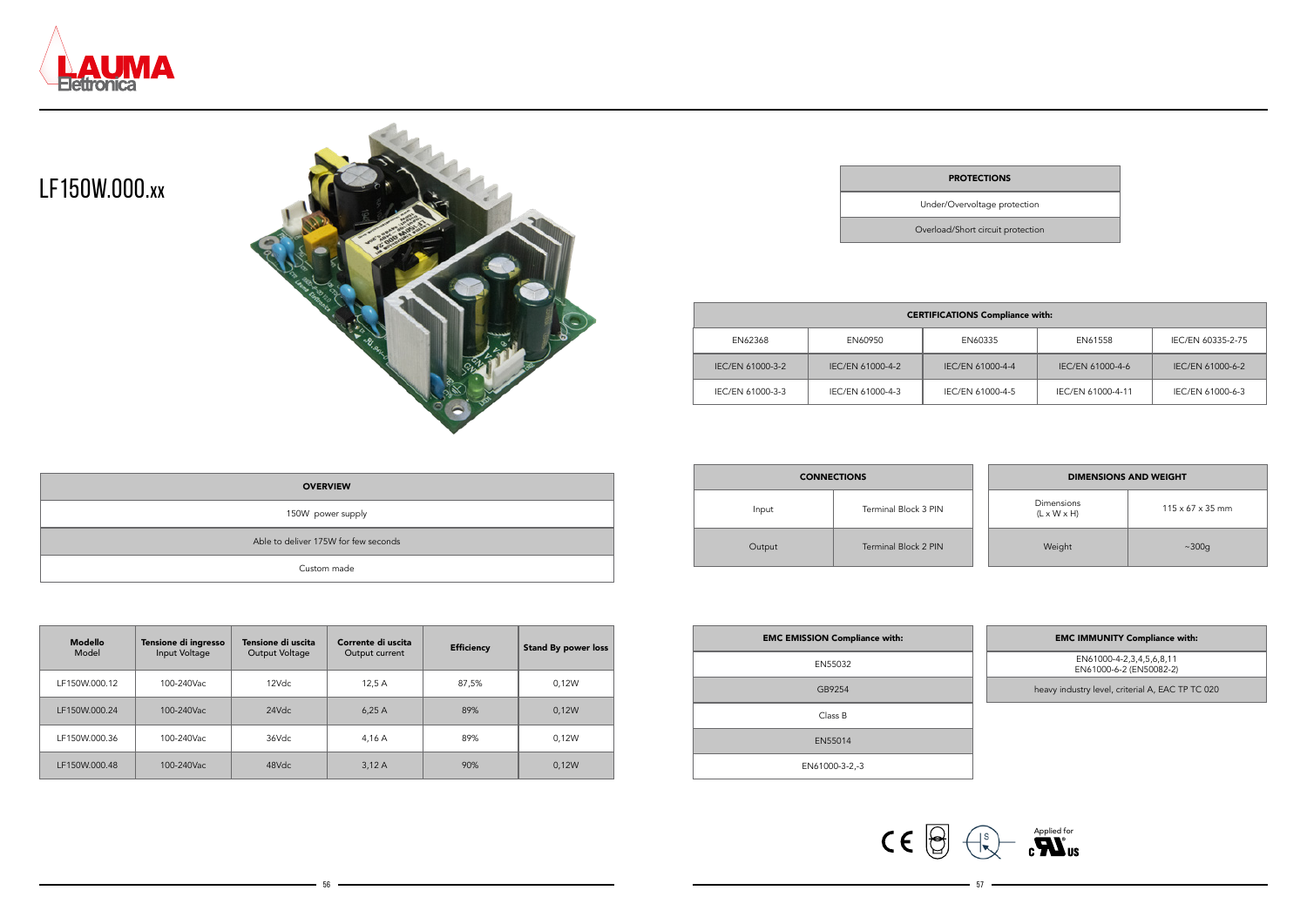# LF150W.000.xx

| PROTECTIONS |
| --- |
| Under/Overvoltage protection |
| Overload/Short circuit protection |

| CERTIFICATIONS Compliance with: | | | | |
| --- | --- | --- | --- | --- |
| EN62368 | EN60950 | EN60335 | EN61558 | IEC/EN 60335-2-75 |
| IEC/EN 61000-3-2 | IEC/EN 61000-4-2 | IEC/EN 61000-4-4 | IEC/EN 61000-4-6 | IEC/EN 61000-6-2 |
| IEC/EN 61000-3-3 | IEC/EN 61000-4-3 | IEC/EN 61000-4-5 | IEC/EN 61000-4-11 | IEC/EN 61000-6-3 |

| OVERVIEW |
| --- |
| 150W power supply |
| Able to deliver 175W for few seconds |
| Custom made |

| CONNECTIONS | |
| --- | --- |
| Input | Terminal Block 3 PIN |
| Output | Terminal Block 2 PIN |

| DIMENSIONS AND WEIGHT | |
| --- | --- |
| Dimensions (L x W x H) | 115 x 67 x 35 mm |
| Weight | ~300g |

| Modello Model | Tensione di ingresso Input Voltage | Tensione di uscita Output Voltage | Corrente di uscita Output current | Efficiency | Stand By power loss |
| --- | --- | --- | --- | --- | --- |
| LF150W.000.12 | 100-240Vac | 12Vdc | 12,5 A | 87,5% | 0,12W |
| LF150W.000.24 | 100-240Vac | 24Vdc | 6,25 A | 89% | 0,12W |
| LF150W.000.36 | 100-240Vac | 36Vdc | 4,16 A | 89% | 0,12W |
| LF150W.000.48 | 100-240Vac | 48Vdc | 3,12 A | 90% | 0,12W |

| EMC EMISSION Compliance with: |
| --- |
| EN55032 |
| GB9254 |
| Class B |
| EN55014 |
| EN61000-3-2,-3 |

| EMC IMMUNITY Compliance with: |
| --- |
| EN61000-4-2,3,4,5,6,8,11<br>EN61000-6-2 (EN50082-2) |
| heavy industry level, criterial A, EAC TP TC 020 |

Applied for c UR us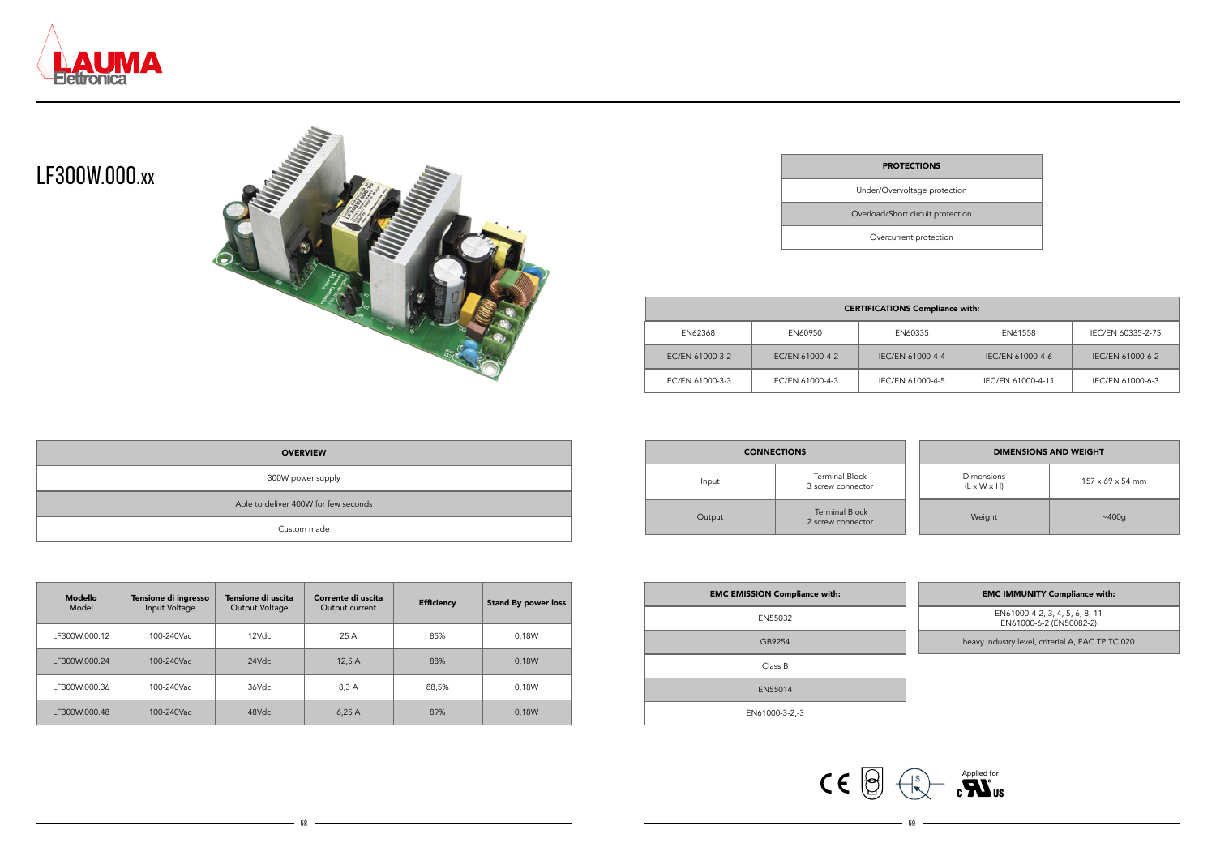# LF300W.000.xx

| PROTECTIONS |
|---|
| Under/Overvoltage protection |
| Overload/Short circuit protection |
| Overcurrent protection |

| CERTIFICATIONS Compliance with: | | | | |
|---|---|---|---|---|
| EN62368 | EN60950 | EN60335 | EN61558 | IEC/EN 60335-2-75 |
| IEC/EN 61000-3-2 | IEC/EN 61000-4-2 | IEC/EN 61000-4-4 | IEC/EN 61000-4-6 | IEC/EN 61000-6-2 |
| IEC/EN 61000-3-3 | IEC/EN 61000-4-3 | IEC/EN 61000-4-5 | IEC/EN 61000-4-11 | IEC/EN 61000-6-3 |

| OVERVIEW |
|---|
| 300W power supply |
| Able to deliver 400W for few seconds |
| Custom made |

| CONNECTIONS | |
|---|---|
| Input | Terminal Block 3 screw connector |
| Output | Terminal Block 2 screw connector |

| DIMENSIONS AND WEIGHT | |
|---|---|
| Dimensions (L x W x H) | 157 x 69 x 54 mm |
| Weight | ~400g |

| Modello Model | Tensione di ingresso Input Voltage | Tensione di uscita Output Voltage | Corrente di uscita Output current | Efficiency | Stand By power loss |
|---|---|---|---|---|---|
| LF300W.000.12 | 100-240Vac | 12Vdc | 25 A | 85% | 0,18W |
| LF300W.000.24 | 100-240Vac | 24Vdc | 12,5 A | 88% | 0,18W |
| LF300W.000.36 | 100-240Vac | 36Vdc | 8,3 A | 88,5% | 0,18W |
| LF300W.000.48 | 100-240Vac | 48Vdc | 6,25 A | 89% | 0,18W |

| EMC EMISSION Compliance with: |
|---|
| EN55032 |
| GB9254 |
| Class B |
| EN55014 |
| EN61000-3-2,-3 |

| EMC IMMUNITY Compliance with: |
|---|
| EN61000-4-2, 3, 4, 5, 6, 8, 11 EN61000-6-2 (EN50082-2) |
| heavy industry level, criterial A, EAC TP TC 020 |

Applied for